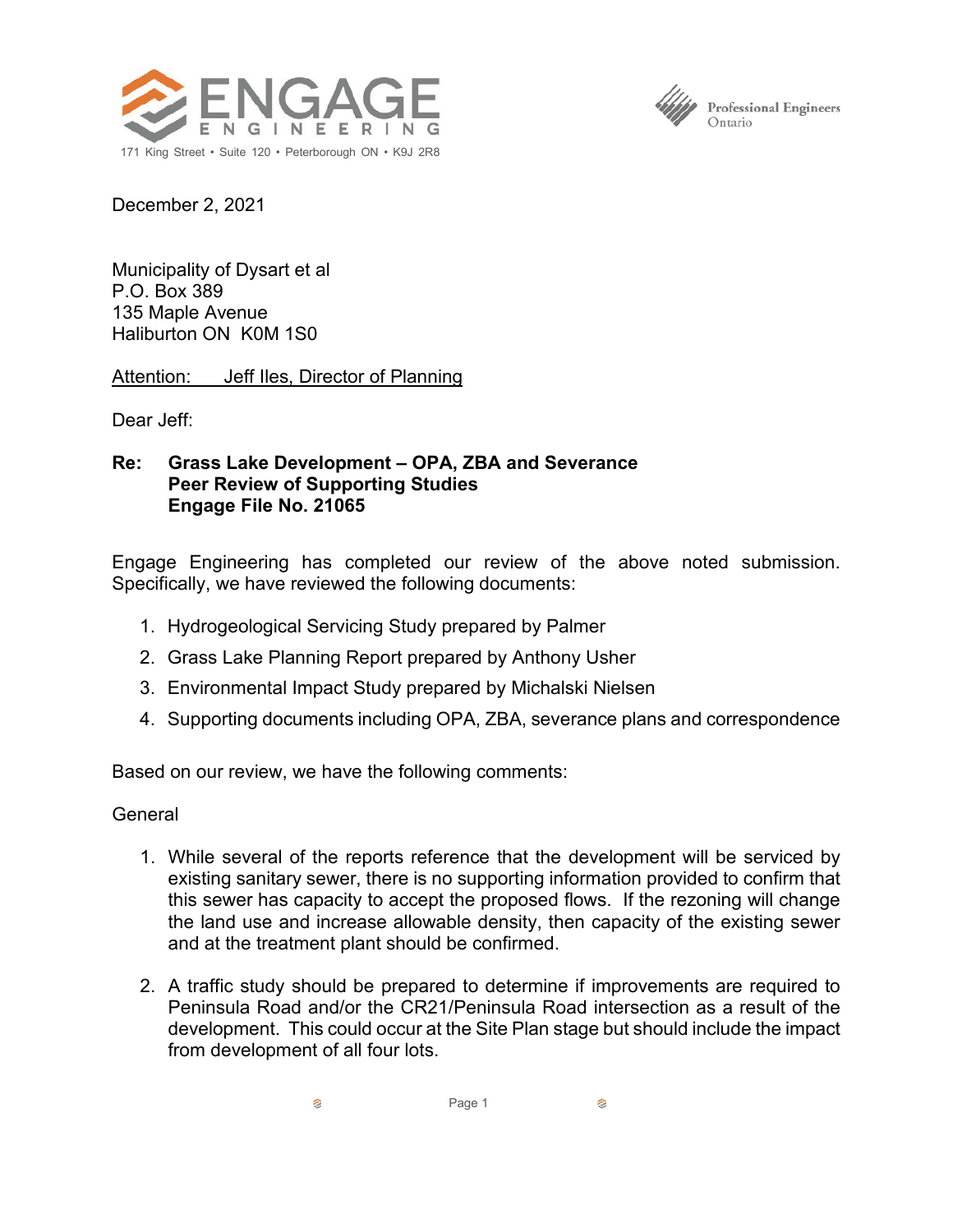ENGAGE ENGINEERING

171 King Street • Suite 120 • Peterborough ON • K9J 2R8

Professional Engineers Ontario

December 2, 2021

Municipality of Dysart et al
P.O. Box 389
135 Maple Avenue
Haliburton ON K0M 1S0

Attention: Jeff Iles, Director of Planning

Dear Jeff:

**Re: Grass Lake Development – OPA, ZBA and Severance**
**Peer Review of Supporting Studies**
**Engage File No. 21065**

Engage Engineering has completed our review of the above noted submission. Specifically, we have reviewed the following documents:

1. Hydrogeological Servicing Study prepared by Palmer
2. Grass Lake Planning Report prepared by Anthony Usher
3. Environmental Impact Study prepared by Michalski Nielsen
4. Supporting documents including OPA, ZBA, severance plans and correspondence

Based on our review, we have the following comments:

General

1. While several of the reports reference that the development will be serviced by existing sanitary sewer, there is no supporting information provided to confirm that this sewer has capacity to accept the proposed flows. If the rezoning will change the land use and increase allowable density, then capacity of the existing sewer and at the treatment plant should be confirmed.

2. A traffic study should be prepared to determine if improvements are required to Peninsula Road and/or the CR21/Peninsula Road intersection as a result of the development. This could occur at the Site Plan stage but should include the impact from development of all four lots.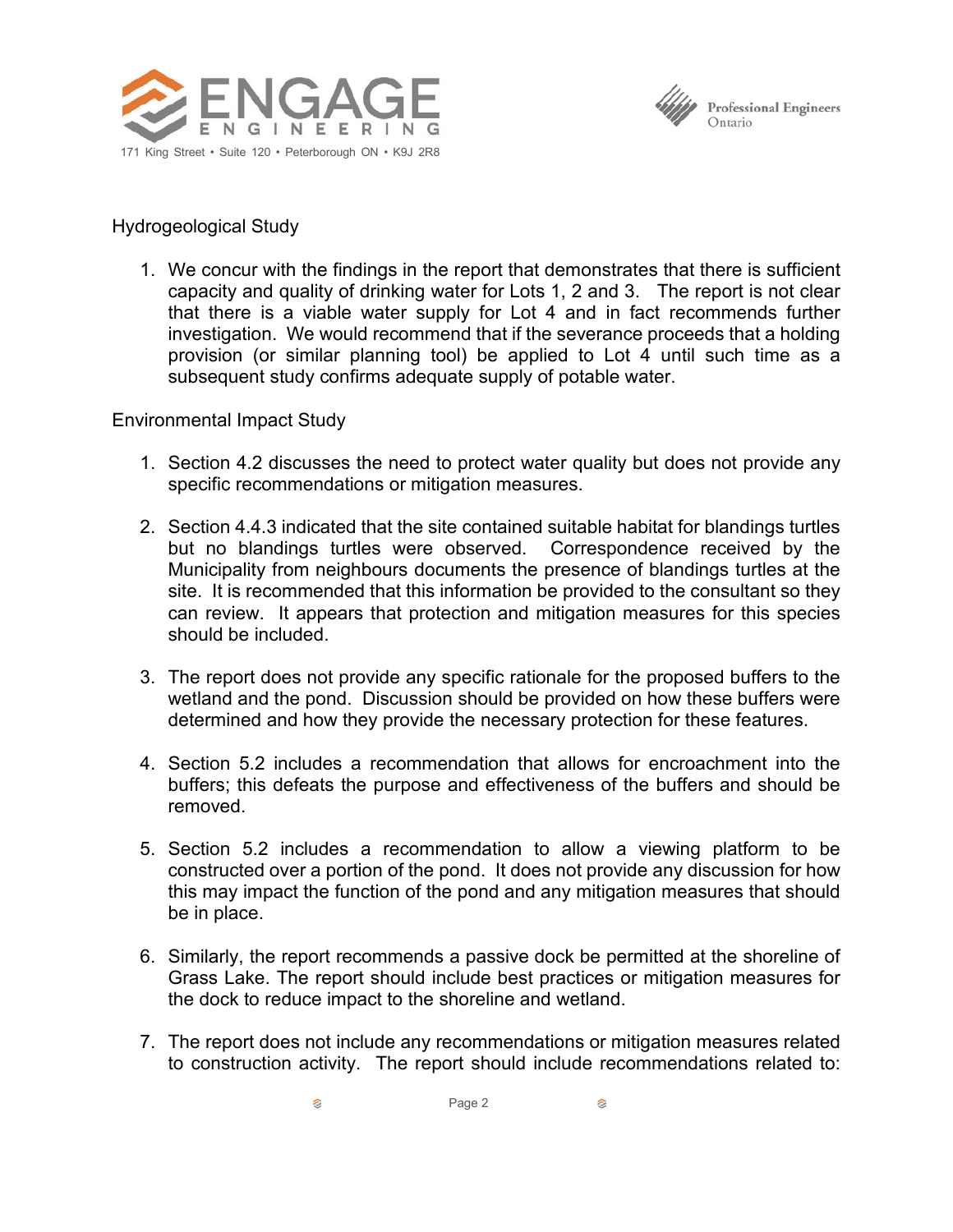Hydrogeological Study

1. We concur with the findings in the report that demonstrates that there is sufficient capacity and quality of drinking water for Lots 1, 2 and 3. The report is not clear that there is a viable water supply for Lot 4 and in fact recommends further investigation. We would recommend that if the severance proceeds that a holding provision (or similar planning tool) be applied to Lot 4 until such time as a subsequent study confirms adequate supply of potable water.

Environmental Impact Study

1. Section 4.2 discusses the need to protect water quality but does not provide any specific recommendations or mitigation measures.

2. Section 4.4.3 indicated that the site contained suitable habitat for blandings turtles but no blandings turtles were observed. Correspondence received by the Municipality from neighbours documents the presence of blandings turtles at the site. It is recommended that this information be provided to the consultant so they can review. It appears that protection and mitigation measures for this species should be included.

3. The report does not provide any specific rationale for the proposed buffers to the wetland and the pond. Discussion should be provided on how these buffers were determined and how they provide the necessary protection for these features.

4. Section 5.2 includes a recommendation that allows for encroachment into the buffers; this defeats the purpose and effectiveness of the buffers and should be removed.

5. Section 5.2 includes a recommendation to allow a viewing platform to be constructed over a portion of the pond. It does not provide any discussion for how this may impact the function of the pond and any mitigation measures that should be in place.

6. Similarly, the report recommends a passive dock be permitted at the shoreline of Grass Lake. The report should include best practices or mitigation measures for the dock to reduce impact to the shoreline and wetland.

7. The report does not include any recommendations or mitigation measures related to construction activity. The report should include recommendations related to: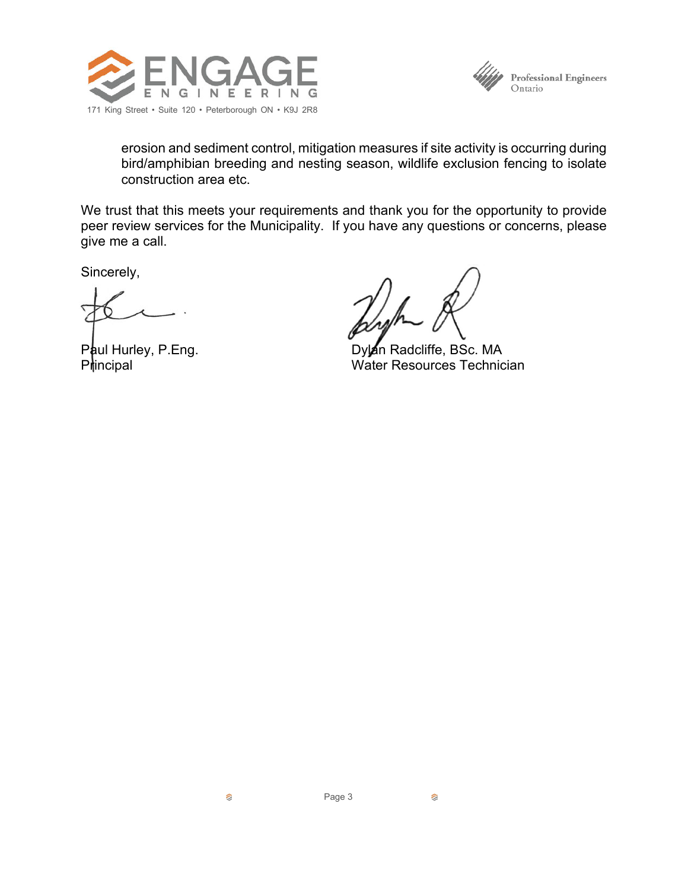erosion and sediment control, mitigation measures if site activity is occurring during bird/amphibian breeding and nesting season, wildlife exclusion fencing to isolate construction area etc.

We trust that this meets your requirements and thank you for the opportunity to provide peer review services for the Municipality. If you have any questions or concerns, please give me a call.

Sincerely,

Paul Hurley, P.Eng.
Principal

Dylan Radcliffe, BSc. MA
Water Resources Technician